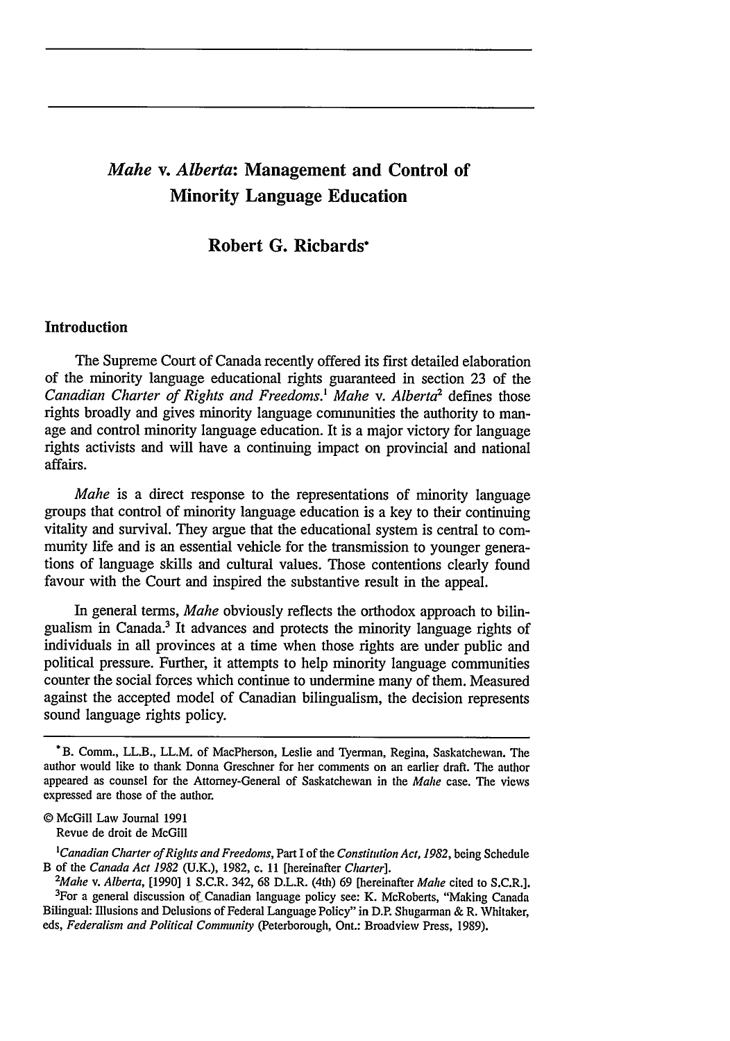# *Mahe* v. *Alberta*: Management and Control of Minority Language Education

**Robert G. Richards***

## Introduction

The Supreme Court of Canada recently offered its first detailed elaboration of the minority language educational rights guaranteed in section 23 of the *Canadian Charter of Rights and Freedoms*.[1] *Mahe* v. *Alberta*[2] defines those rights broadly and gives minority language communities the authority to manage and control minority language education. It is a major victory for language rights activists and will have a continuing impact on provincial and national affairs.

*Mahe* is a direct response to the representations of minority language groups that control of minority language education is a key to their continuing vitality and survival. They argue that the educational system is central to community life and is an essential vehicle for the transmission to younger generations of language skills and cultural values. Those contentions clearly found favour with the Court and inspired the substantive result in the appeal.

In general terms, *Mahe* obviously reflects the orthodox approach to bilingualism in Canada.[3] It advances and protects the minority language rights of individuals in all provinces at a time when those rights are under public and political pressure. Further, it attempts to help minority language communities counter the social forces which continue to undermine many of them. Measured against the accepted model of Canadian bilingualism, the decision represents sound language rights policy.

---

*B. Comm., LL.B., LL.M. of MacPherson, Leslie and Tyerman, Regina, Saskatchewan. The author would like to thank Donna Greschner for her comments on an earlier draft. The author appeared as counsel for the Attorney-General of Saskatchewan in the *Mahe* case. The views expressed are those of the author.

© McGill Law Journal 1991
Revue de droit de McGill

[1] *Canadian Charter of Rights and Freedoms*, Part I of the *Constitution Act, 1982*, being Schedule B of the *Canada Act 1982* (U.K.), 1982, c. 11 [hereinafter *Charter*].

[2] *Mahe* v. *Alberta*, [1990] 1 S.C.R. 342, 68 D.L.R. (4th) 69 [hereinafter *Mahe* cited to S.C.R.].

[3] For a general discussion of Canadian language policy see: K. McRoberts, "Making Canada Bilingual: Illusions and Delusions of Federal Language Policy" in D.P. Shugarman & R. Whitaker, eds, *Federalism and Political Community* (Peterborough, Ont.: Broadview Press, 1989).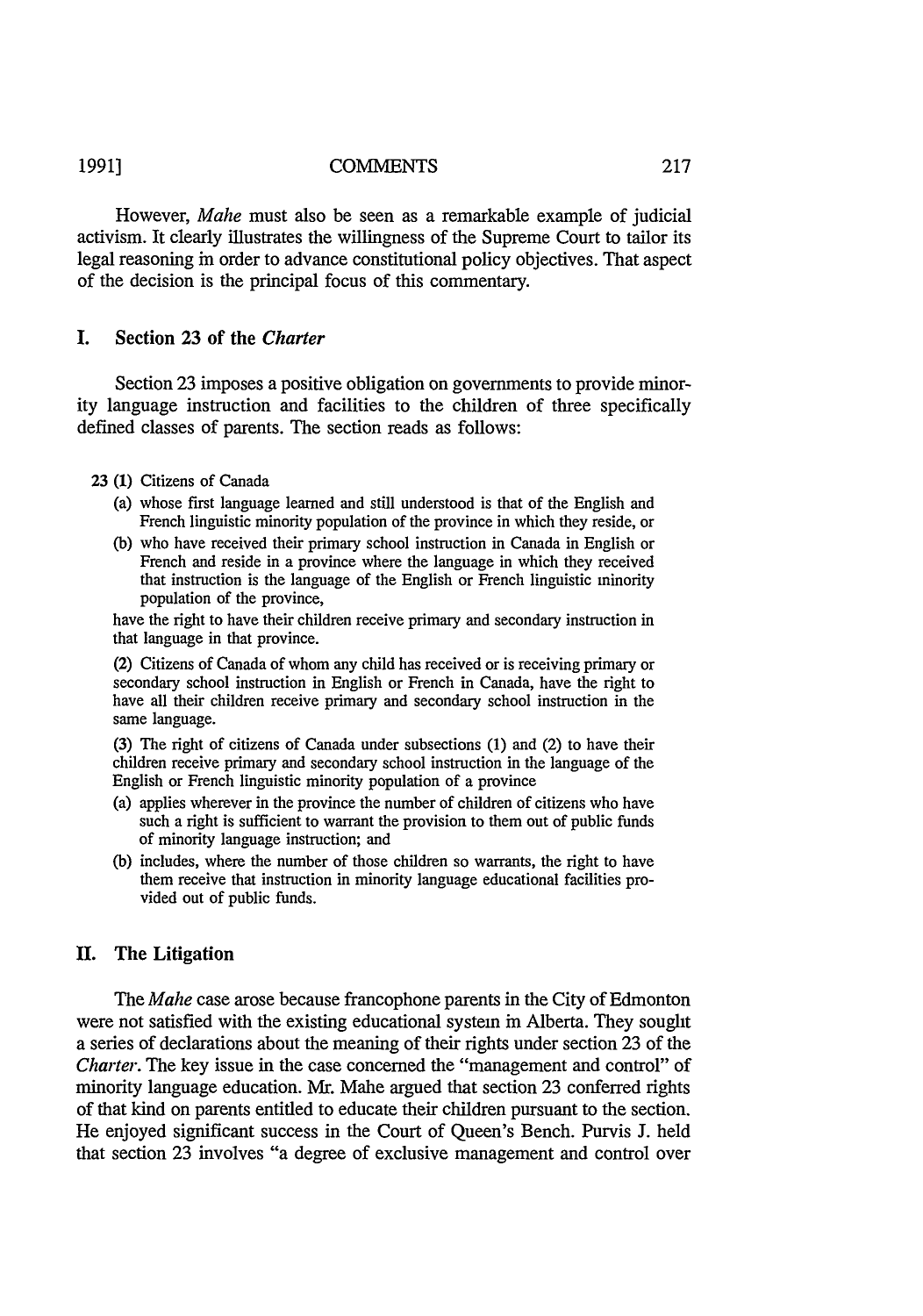However, *Mahe* must also be seen as a remarkable example of judicial activism. It clearly illustrates the willingness of the Supreme Court to tailor its legal reasoning in order to advance constitutional policy objectives. That aspect of the decision is the principal focus of this commentary.

## I. Section 23 of the *Charter*

Section 23 imposes a positive obligation on governments to provide minority language instruction and facilities to the children of three specifically defined classes of parents. The section reads as follows:

> **23 (1)** Citizens of Canada
>
> (a) whose first language learned and still understood is that of the English and French linguistic minority population of the province in which they reside, or
>
> (b) who have received their primary school instruction in Canada in English or French and reside in a province where the language in which they received that instruction is the language of the English or French linguistic minority population of the province,
>
> have the right to have their children receive primary and secondary instruction in that language in that province.
>
> (2) Citizens of Canada of whom any child has received or is receiving primary or secondary school instruction in English or French in Canada, have the right to have all their children receive primary and secondary school instruction in the same language.
>
> (3) The right of citizens of Canada under subsections (1) and (2) to have their children receive primary and secondary school instruction in the language of the English or French linguistic minority population of a province
>
> (a) applies wherever in the province the number of children of citizens who have such a right is sufficient to warrant the provision to them out of public funds of minority language instruction; and
>
> (b) includes, where the number of those children so warrants, the right to have them receive that instruction in minority language educational facilities provided out of public funds.

## II. The Litigation

The *Mahe* case arose because francophone parents in the City of Edmonton were not satisfied with the existing educational system in Alberta. They sought a series of declarations about the meaning of their rights under section 23 of the *Charter*. The key issue in the case concerned the "management and control" of minority language education. Mr. Mahe argued that section 23 conferred rights of that kind on parents entitled to educate their children pursuant to the section. He enjoyed significant success in the Court of Queen's Bench. Purvis J. held that section 23 involves "a degree of exclusive management and control over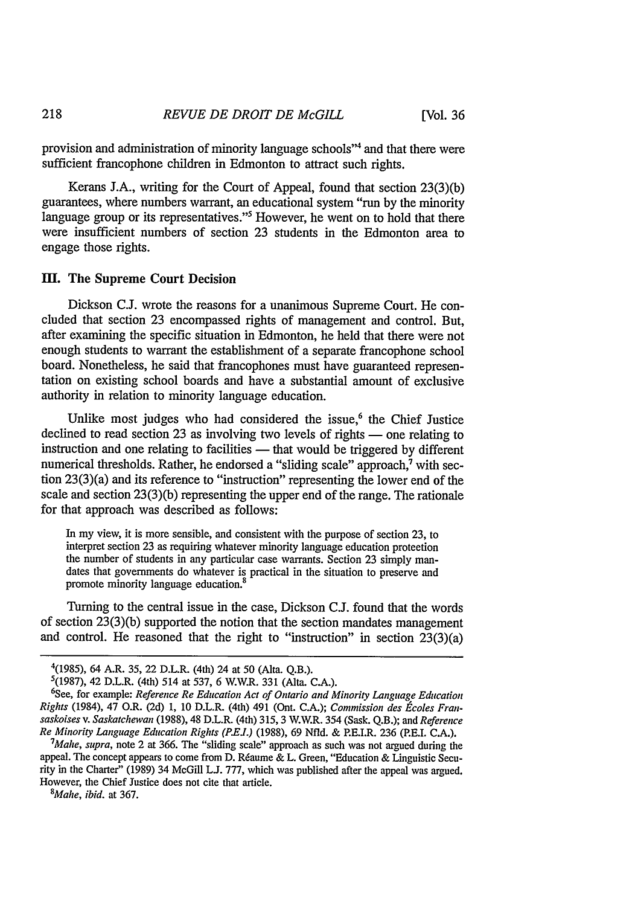provision and administration of minority language schools"[4] and that there were sufficient francophone children in Edmonton to attract such rights.

Kerans J.A., writing for the Court of Appeal, found that section 23(3)(b) guarantees, where numbers warrant, an educational system "run by the minority language group or its representatives."[5] However, he went on to hold that there were insufficient numbers of section 23 students in the Edmonton area to engage those rights.

## III. The Supreme Court Decision

Dickson C.J. wrote the reasons for a unanimous Supreme Court. He concluded that section 23 encompassed rights of management and control. But, after examining the specific situation in Edmonton, he held that there were not enough students to warrant the establishment of a separate francophone school board. Nonetheless, he said that francophones must have guaranteed representation on existing school boards and have a substantial amount of exclusive authority in relation to minority language education.

Unlike most judges who had considered the issue,[6] the Chief Justice declined to read section 23 as involving two levels of rights — one relating to instruction and one relating to facilities — that would be triggered by different numerical thresholds. Rather, he endorsed a "sliding scale" approach,[7] with section 23(3)(a) and its reference to "instruction" representing the lower end of the scale and section 23(3)(b) representing the upper end of the range. The rationale for that approach was described as follows:

> In my view, it is more sensible, and consistent with the purpose of section 23, to interpret section 23 as requiring whatever minority language education protection the number of students in any particular case warrants. Section 23 simply mandates that governments do whatever is practical in the situation to preserve and promote minority language education.[8]

Turning to the central issue in the case, Dickson C.J. found that the words of section 23(3)(b) supported the notion that the section mandates management and control. He reasoned that the right to "instruction" in section 23(3)(a)

---

[4](1985), 64 A.R. 35, 22 D.L.R. (4th) 24 at 50 (Alta. Q.B.).

[5](1987), 42 D.L.R. (4th) 514 at 537, 6 W.W.R. 331 (Alta. C.A.).

[6]See, for example: *Reference Re Education Act of Ontario and Minority Language Education Rights* (1984), 47 O.R. (2d) 1, 10 D.L.R. (4th) 491 (Ont. C.A.); *Commission des Écoles Fransaskoises* v. *Saskatchewan* (1988), 48 D.L.R. (4th) 315, 3 W.W.R. 354 (Sask. Q.B.); and *Reference Re Minority Language Education Rights (P.E.I.)* (1988), 69 Nfld. & P.E.I.R. 236 (P.E.I. C.A.).

[7]*Mahe*, *supra*, note 2 at 366. The "sliding scale" approach as such was not argued during the appeal. The concept appears to come from D. Réaume & L. Green, "Education & Linguistic Security in the Charter" (1989) 34 McGill L.J. 777, which was published after the appeal was argued. However, the Chief Justice does not cite that article.

[8]*Mahe*, *ibid.* at 367.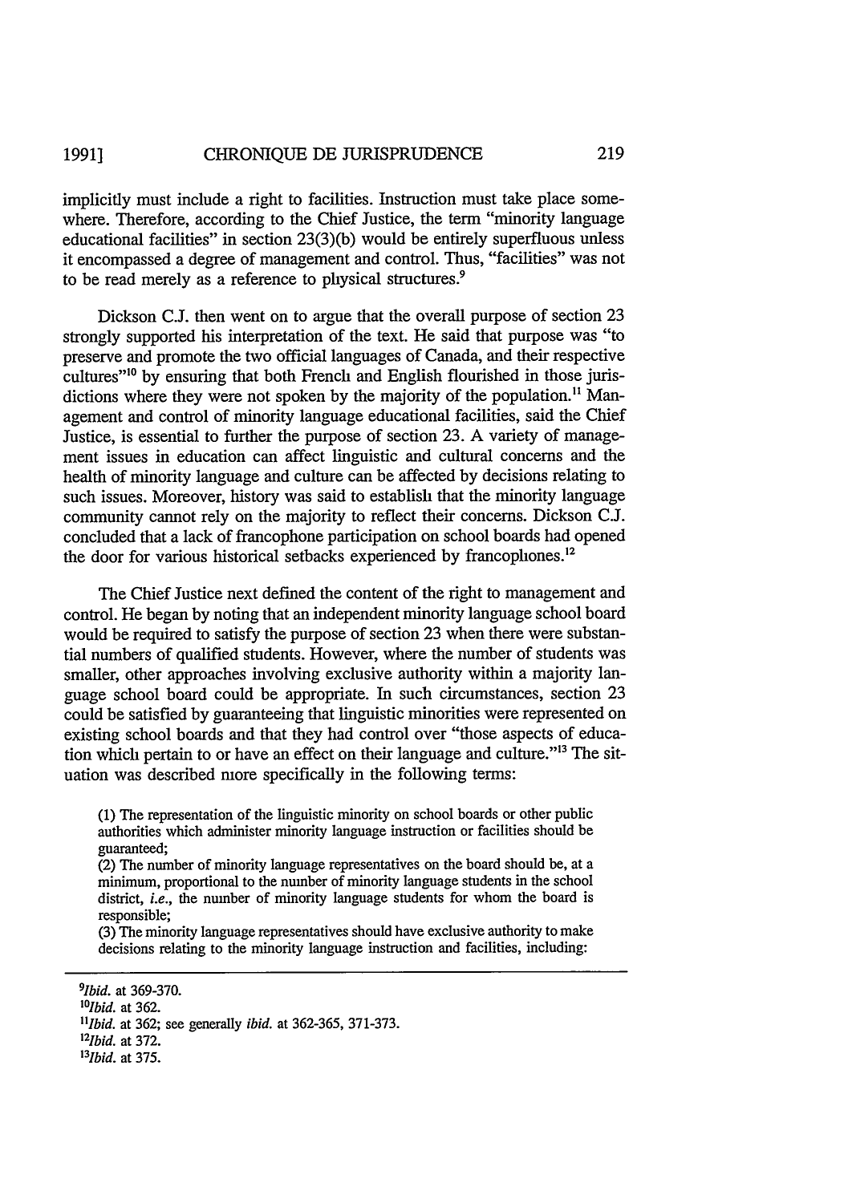implicitly must include a right to facilities. Instruction must take place somewhere. Therefore, according to the Chief Justice, the term "minority language educational facilities" in section 23(3)(b) would be entirely superfluous unless it encompassed a degree of management and control. Thus, "facilities" was not to be read merely as a reference to physical structures.[9]

Dickson C.J. then went on to argue that the overall purpose of section 23 strongly supported his interpretation of the text. He said that purpose was "to preserve and promote the two official languages of Canada, and their respective cultures"[10] by ensuring that both French and English flourished in those jurisdictions where they were not spoken by the majority of the population.[11] Management and control of minority language educational facilities, said the Chief Justice, is essential to further the purpose of section 23. A variety of management issues in education can affect linguistic and cultural concerns and the health of minority language and culture can be affected by decisions relating to such issues. Moreover, history was said to establish that the minority language community cannot rely on the majority to reflect their concerns. Dickson C.J. concluded that a lack of francophone participation on school boards had opened the door for various historical setbacks experienced by francophones.[12]

The Chief Justice next defined the content of the right to management and control. He began by noting that an independent minority language school board would be required to satisfy the purpose of section 23 when there were substantial numbers of qualified students. However, where the number of students was smaller, other approaches involving exclusive authority within a majority language school board could be appropriate. In such circumstances, section 23 could be satisfied by guaranteeing that linguistic minorities were represented on existing school boards and that they had control over "those aspects of education which pertain to or have an effect on their language and culture."[13] The situation was described more specifically in the following terms:

> (1) The representation of the linguistic minority on school boards or other public authorities which administer minority language instruction or facilities should be guaranteed;
> (2) The number of minority language representatives on the board should be, at a minimum, proportional to the number of minority language students in the school district, *i.e.*, the number of minority language students for whom the board is responsible;
> (3) The minority language representatives should have exclusive authority to make decisions relating to the minority language instruction and facilities, including:

---

[9] *Ibid.* at 369-370.

[10] *Ibid.* at 362.

[11] *Ibid.* at 362; see generally *ibid.* at 362-365, 371-373.

[12] *Ibid.* at 372.

[13] *Ibid.* at 375.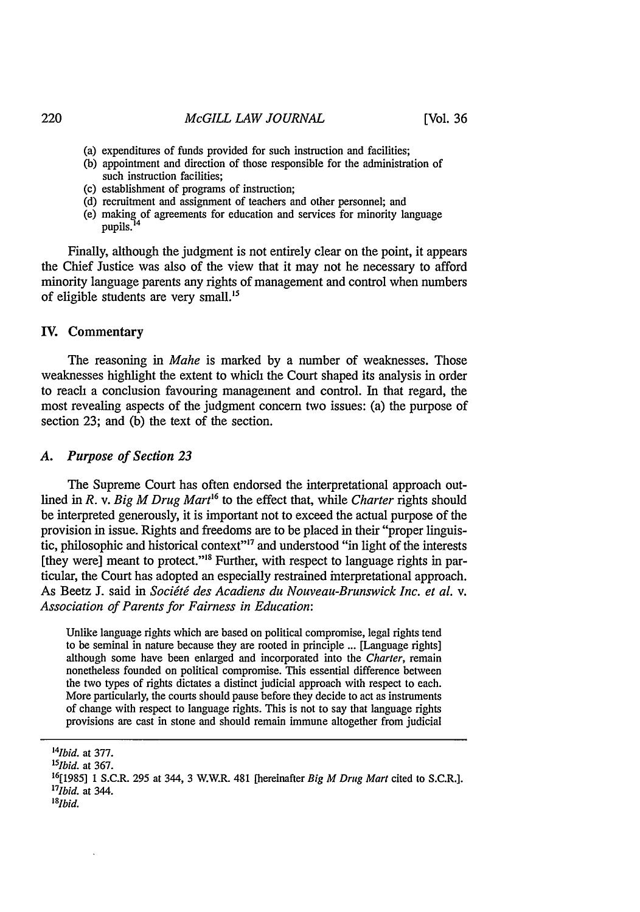(a) expenditures of funds provided for such instruction and facilities;
(b) appointment and direction of those responsible for the administration of such instruction facilities;
(c) establishment of programs of instruction;
(d) recruitment and assignment of teachers and other personnel; and
(e) making of agreements for education and services for minority language pupils.[14]

Finally, although the judgment is not entirely clear on the point, it appears the Chief Justice was also of the view that it may not he necessary to afford minority language parents any rights of management and control when numbers of eligible students are very small.[15]

## IV. Commentary

The reasoning in *Mahe* is marked by a number of weaknesses. Those weaknesses highlight the extent to which the Court shaped its analysis in order to reach a conclusion favouring management and control. In that regard, the most revealing aspects of the judgment concern two issues: (a) the purpose of section 23; and (b) the text of the section.

### A. *Purpose of Section 23*

The Supreme Court has often endorsed the interpretational approach outlined in *R. v. Big M Drug Mart*[16] to the effect that, while *Charter* rights should be interpreted generously, it is important not to exceed the actual purpose of the provision in issue. Rights and freedoms are to be placed in their "proper linguistic, philosophic and historical context"[17] and understood "in light of the interests [they were] meant to protect."[18] Further, with respect to language rights in particular, the Court has adopted an especially restrained interpretational approach. As Beetz J. said in *Société des Acadiens du Nouveau-Brunswick Inc. et al. v. Association of Parents for Fairness in Education*:

> Unlike language rights which are based on political compromise, legal rights tend to be seminal in nature because they are rooted in principle ... [Language rights] although some have been enlarged and incorporated into the *Charter*, remain nonetheless founded on political compromise. This essential difference between the two types of rights dictates a distinct judicial approach with respect to each. More particularly, the courts should pause before they decide to act as instruments of change with respect to language rights. This is not to say that language rights provisions are cast in stone and should remain immune altogether from judicial

---

[14] *Ibid.* at 377.

[15] *Ibid.* at 367.

[16] [1985] 1 S.C.R. 295 at 344, 3 W.W.R. 481 [hereinafter *Big M Drug Mart* cited to S.C.R.].

[17] *Ibid.* at 344.

[18] *Ibid.*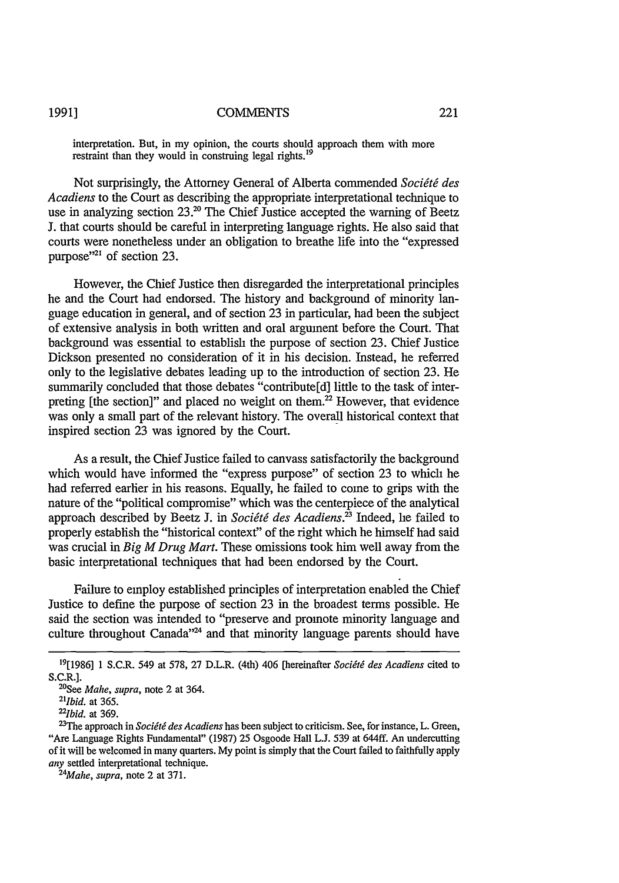> interpretation. But, in my opinion, the courts should approach them with more restraint than they would in construing legal rights.[19]

Not surprisingly, the Attorney General of Alberta commended *Société des Acadiens* to the Court as describing the appropriate interpretational technique to use in analyzing section 23.[20] The Chief Justice accepted the warning of Beetz J. that courts should be careful in interpreting language rights. He also said that courts were nonetheless under an obligation to breathe life into the "expressed purpose"[21] of section 23.

However, the Chief Justice then disregarded the interpretational principles he and the Court had endorsed. The history and background of minority language education in general, and of section 23 in particular, had been the subject of extensive analysis in both written and oral argument before the Court. That background was essential to establish the purpose of section 23. Chief Justice Dickson presented no consideration of it in his decision. Instead, he referred only to the legislative debates leading up to the introduction of section 23. He summarily concluded that those debates "contribute[d] little to the task of interpreting [the section]" and placed no weight on them.[22] However, that evidence was only a small part of the relevant history. The overall historical context that inspired section 23 was ignored by the Court.

As a result, the Chief Justice failed to canvass satisfactorily the background which would have informed the "express purpose" of section 23 to which he had referred earlier in his reasons. Equally, he failed to come to grips with the nature of the "political compromise" which was the centerpiece of the analytical approach described by Beetz J. in *Société des Acadiens*.[23] Indeed, he failed to properly establish the "historical context" of the right which he himself had said was crucial in *Big M Drug Mart*. These omissions took him well away from the basic interpretational techniques that had been endorsed by the Court.

Failure to employ established principles of interpretation enabled the Chief Justice to define the purpose of section 23 in the broadest terms possible. He said the section was intended to "preserve and promote minority language and culture throughout Canada"[24] and that minority language parents should have

---

[19] [1986] 1 S.C.R. 549 at 578, 27 D.L.R. (4th) 406 [hereinafter *Société des Acadiens* cited to S.C.R.].

[20] See *Mahe*, *supra*, note 2 at 364.

[21] *Ibid.* at 365.

[22] *Ibid.* at 369.

[23] The approach in *Société des Acadiens* has been subject to criticism. See, for instance, L. Green, "Are Language Rights Fundamental" (1987) 25 Osgoode Hall L.J. 539 at 644ff. An undercutting of it will be welcomed in many quarters. My point is simply that the Court failed to faithfully apply *any* settled interpretational technique.

[24] *Mahe*, *supra*, note 2 at 371.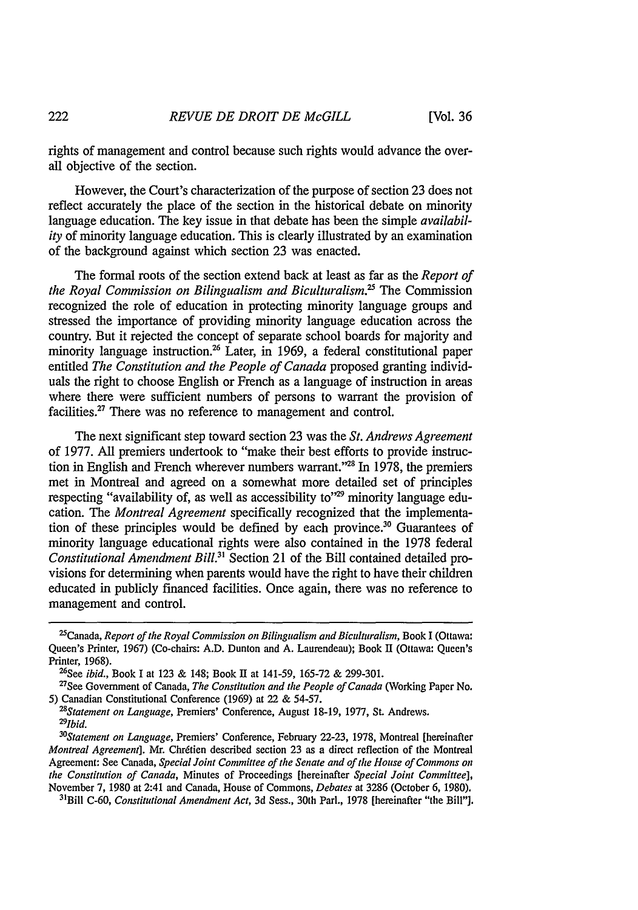rights of management and control because such rights would advance the overall objective of the section.

However, the Court's characterization of the purpose of section 23 does not reflect accurately the place of the section in the historical debate on minority language education. The key issue in that debate has been the simple *availability* of minority language education. This is clearly illustrated by an examination of the background against which section 23 was enacted.

The formal roots of the section extend back at least as far as the *Report of the Royal Commission on Bilingualism and Biculturalism*.[25] The Commission recognized the role of education in protecting minority language groups and stressed the importance of providing minority language education across the country. But it rejected the concept of separate school boards for majority and minority language instruction.[26] Later, in 1969, a federal constitutional paper entitled *The Constitution and the People of Canada* proposed granting individuals the right to choose English or French as a language of instruction in areas where there were sufficient numbers of persons to warrant the provision of facilities.[27] There was no reference to management and control.

The next significant step toward section 23 was the *St. Andrews Agreement* of 1977. All premiers undertook to "make their best efforts to provide instruction in English and French wherever numbers warrant."[28] In 1978, the premiers met in Montreal and agreed on a somewhat more detailed set of principles respecting "availability of, as well as accessibility to"[29] minority language education. The *Montreal Agreement* specifically recognized that the implementation of these principles would be defined by each province.[30] Guarantees of minority language educational rights were also contained in the 1978 federal *Constitutional Amendment Bill*.[31] Section 21 of the Bill contained detailed provisions for determining when parents would have the right to have their children educated in publicly financed facilities. Once again, there was no reference to management and control.

---

[25] Canada, *Report of the Royal Commission on Bilingualism and Biculturalism*, Book I (Ottawa: Queen's Printer, 1967) (Co-chairs: A.D. Dunton and A. Laurendeau); Book II (Ottawa: Queen's Printer, 1968).

[26] See *ibid.*, Book I at 123 & 148; Book II at 141-59, 165-72 & 299-301.

[27] See Government of Canada, *The Constitution and the People of Canada* (Working Paper No. 5) Canadian Constitutional Conference (1969) at 22 & 54-57.

[28] *Statement on Language*, Premiers' Conference, August 18-19, 1977, St. Andrews.

[29] *Ibid.*

[30] *Statement on Language*, Premiers' Conference, February 22-23, 1978, Montreal [hereinafter *Montreal Agreement*]. Mr. Chrétien described section 23 as a direct reflection of the Montreal Agreement: See Canada, *Special Joint Committee of the Senate and of the House of Commons on the Constitution of Canada*, Minutes of Proceedings [hereinafter *Special Joint Committee*], November 7, 1980 at 2:41 and Canada, House of Commons, *Debates* at 3286 (October 6, 1980).

[31] Bill C-60, *Constitutional Amendment Act*, 3d Sess., 30th Parl., 1978 [hereinafter "the Bill"].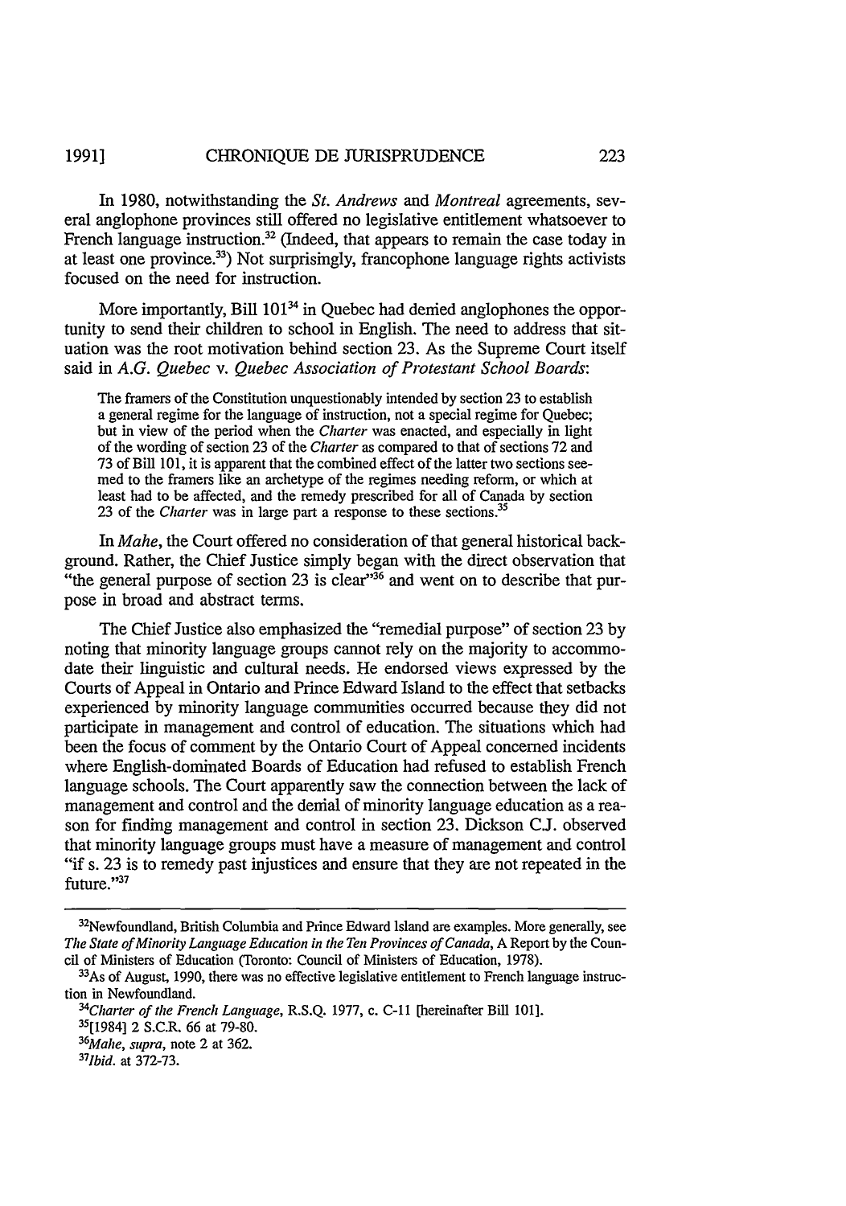In 1980, notwithstanding the *St. Andrews* and *Montreal* agreements, several anglophone provinces still offered no legislative entitlement whatsoever to French language instruction.[32] (Indeed, that appears to remain the case today in at least one province.[33]) Not surprisingly, francophone language rights activists focused on the need for instruction.

More importantly, Bill 101[34] in Quebec had denied anglophones the opportunity to send their children to school in English. The need to address that situation was the root motivation behind section 23. As the Supreme Court itself said in *A.G. Quebec* v. *Quebec Association of Protestant School Boards*:

> The framers of the Constitution unquestionably intended by section 23 to establish a general regime for the language of instruction, not a special regime for Quebec; but in view of the period when the *Charter* was enacted, and especially in light of the wording of section 23 of the *Charter* as compared to that of sections 72 and 73 of Bill 101, it is apparent that the combined effect of the latter two sections seemed to the framers like an archetype of the regimes needing reform, or which at least had to be affected, and the remedy prescribed for all of Canada by section 23 of the *Charter* was in large part a response to these sections.[35]

In *Mahe*, the Court offered no consideration of that general historical background. Rather, the Chief Justice simply began with the direct observation that "the general purpose of section 23 is clear"[36] and went on to describe that purpose in broad and abstract terms.

The Chief Justice also emphasized the "remedial purpose" of section 23 by noting that minority language groups cannot rely on the majority to accommodate their linguistic and cultural needs. He endorsed views expressed by the Courts of Appeal in Ontario and Prince Edward Island to the effect that setbacks experienced by minority language communities occurred because they did not participate in management and control of education. The situations which had been the focus of comment by the Ontario Court of Appeal concerned incidents where English-dominated Boards of Education had refused to establish French language schools. The Court apparently saw the connection between the lack of management and control and the denial of minority language education as a reason for finding management and control in section 23. Dickson C.J. observed that minority language groups must have a measure of management and control "if s. 23 is to remedy past injustices and ensure that they are not repeated in the future."[37]

---

[32] Newfoundland, British Columbia and Prince Edward Island are examples. More generally, see *The State of Minority Language Education in the Ten Provinces of Canada*, A Report by the Council of Ministers of Education (Toronto: Council of Ministers of Education, 1978).

[33] As of August, 1990, there was no effective legislative entitlement to French language instruction in Newfoundland.

[34] *Charter of the French Language*, R.S.Q. 1977, c. C-11 [hereinafter Bill 101].

[35] [1984] 2 S.C.R. 66 at 79-80.

[36] *Mahe*, *supra*, note 2 at 362.

[37] *Ibid.* at 372-73.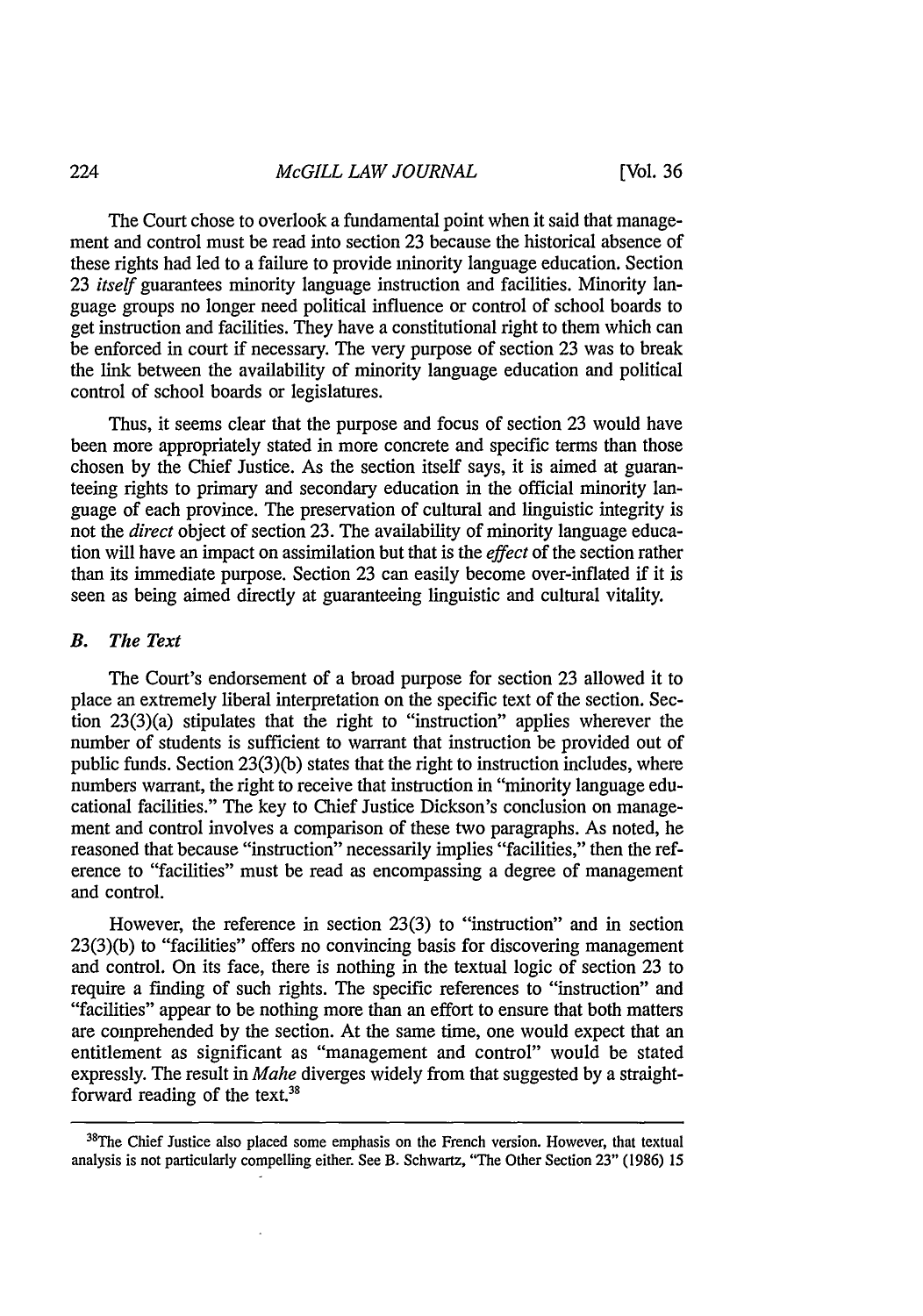The Court chose to overlook a fundamental point when it said that management and control must be read into section 23 because the historical absence of these rights had led to a failure to provide minority language education. Section 23 *itself* guarantees minority language instruction and facilities. Minority language groups no longer need political influence or control of school boards to get instruction and facilities. They have a constitutional right to them which can be enforced in court if necessary. The very purpose of section 23 was to break the link between the availability of minority language education and political control of school boards or legislatures.

Thus, it seems clear that the purpose and focus of section 23 would have been more appropriately stated in more concrete and specific terms than those chosen by the Chief Justice. As the section itself says, it is aimed at guaranteeing rights to primary and secondary education in the official minority language of each province. The preservation of cultural and linguistic integrity is not the *direct* object of section 23. The availability of minority language education will have an impact on assimilation but that is the *effect* of the section rather than its immediate purpose. Section 23 can easily become over-inflated if it is seen as being aimed directly at guaranteeing linguistic and cultural vitality.

### *B. The Text*

The Court's endorsement of a broad purpose for section 23 allowed it to place an extremely liberal interpretation on the specific text of the section. Section 23(3)(a) stipulates that the right to "instruction" applies wherever the number of students is sufficient to warrant that instruction be provided out of public funds. Section 23(3)(b) states that the right to instruction includes, where numbers warrant, the right to receive that instruction in "minority language educational facilities." The key to Chief Justice Dickson's conclusion on management and control involves a comparison of these two paragraphs. As noted, he reasoned that because "instruction" necessarily implies "facilities," then the reference to "facilities" must be read as encompassing a degree of management and control.

However, the reference in section 23(3) to "instruction" and in section 23(3)(b) to "facilities" offers no convincing basis for discovering management and control. On its face, there is nothing in the textual logic of section 23 to require a finding of such rights. The specific references to "instruction" and "facilities" appear to be nothing more than an effort to ensure that both matters are comprehended by the section. At the same time, one would expect that an entitlement as significant as "management and control" would be stated expressly. The result in *Mahe* diverges widely from that suggested by a straightforward reading of the text.[38]

---

[38]The Chief Justice also placed some emphasis on the French version. However, that textual analysis is not particularly compelling either. See B. Schwartz, "The Other Section 23" (1986) 15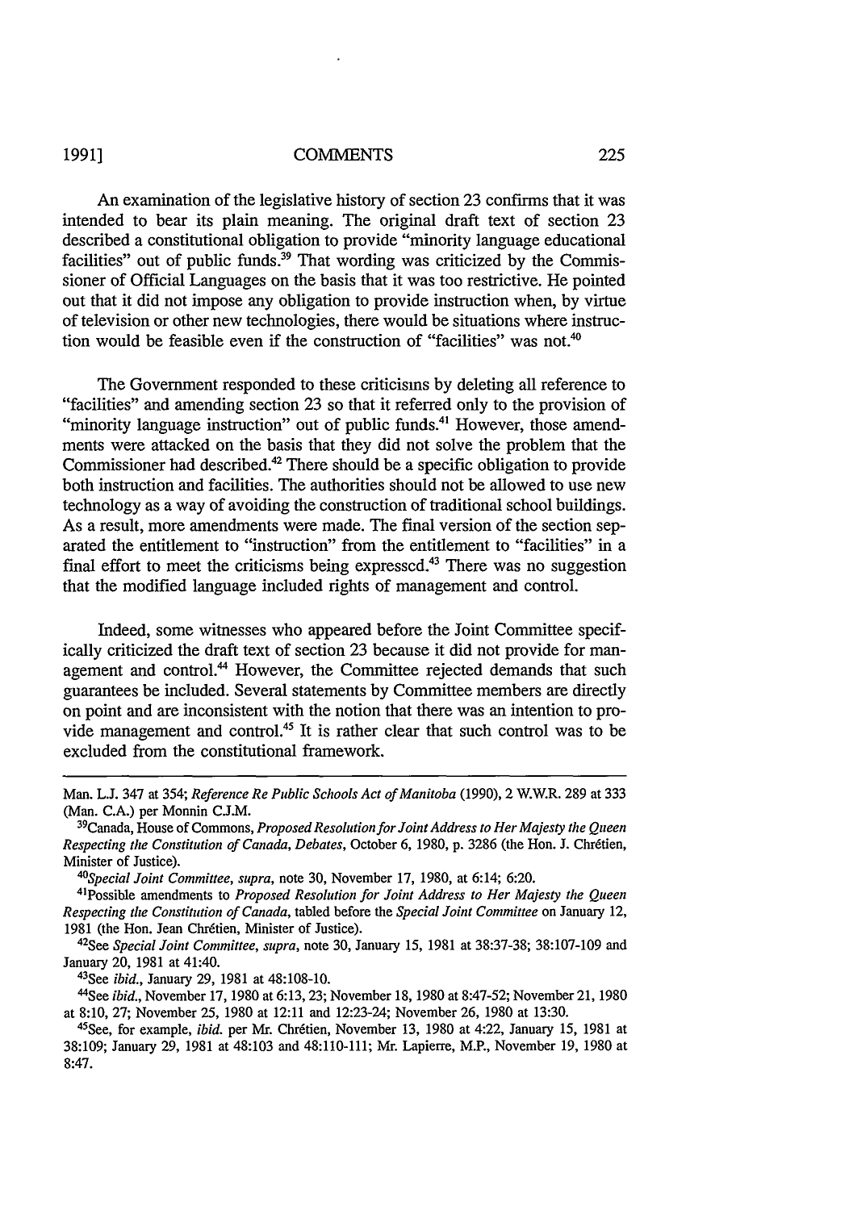An examination of the legislative history of section 23 confirms that it was intended to bear its plain meaning. The original draft text of section 23 described a constitutional obligation to provide "minority language educational facilities" out of public funds.[39] That wording was criticized by the Commissioner of Official Languages on the basis that it was too restrictive. He pointed out that it did not impose any obligation to provide instruction when, by virtue of television or other new technologies, there would be situations where instruction would be feasible even if the construction of "facilities" was not.[40]

The Government responded to these criticisms by deleting all reference to "facilities" and amending section 23 so that it referred only to the provision of "minority language instruction" out of public funds.[41] However, those amendments were attacked on the basis that they did not solve the problem that the Commissioner had described.[42] There should be a specific obligation to provide both instruction and facilities. The authorities should not be allowed to use new technology as a way of avoiding the construction of traditional school buildings. As a result, more amendments were made. The final version of the section separated the entitlement to "instruction" from the entitlement to "facilities" in a final effort to meet the criticisms being expressed.[43] There was no suggestion that the modified language included rights of management and control.

Indeed, some witnesses who appeared before the Joint Committee specifically criticized the draft text of section 23 because it did not provide for management and control.[44] However, the Committee rejected demands that such guarantees be included. Several statements by Committee members are directly on point and are inconsistent with the notion that there was an intention to provide management and control.[45] It is rather clear that such control was to be excluded from the constitutional framework.

---

Man. L.J. 347 at 354; *Reference Re Public Schools Act of Manitoba* (1990), 2 W.W.R. 289 at 333 (Man. C.A.) per Monnin C.J.M.

[39]Canada, House of Commons, *Proposed Resolution for Joint Address to Her Majesty the Queen Respecting the Constitution of Canada, Debates*, October 6, 1980, p. 3286 (the Hon. J. Chrétien, Minister of Justice).

[40]*Special Joint Committee, supra*, note 30, November 17, 1980, at 6:14; 6:20.

[41]Possible amendments to *Proposed Resolution for Joint Address to Her Majesty the Queen Respecting the Constitution of Canada*, tabled before the *Special Joint Committee* on January 12, 1981 (the Hon. Jean Chrétien, Minister of Justice).

[42]See *Special Joint Committee, supra*, note 30, January 15, 1981 at 38:37-38; 38:107-109 and January 20, 1981 at 41:40.

[43]See *ibid.*, January 29, 1981 at 48:108-10.

[44]See *ibid.*, November 17, 1980 at 6:13, 23; November 18, 1980 at 8:47-52; November 21, 1980 at 8:10, 27; November 25, 1980 at 12:11 and 12:23-24; November 26, 1980 at 13:30.

[45]See, for example, *ibid.* per Mr. Chrétien, November 13, 1980 at 4:22, January 15, 1981 at 38:109; January 29, 1981 at 48:103 and 48:110-111; Mr. Lapierre, M.P., November 19, 1980 at 8:47.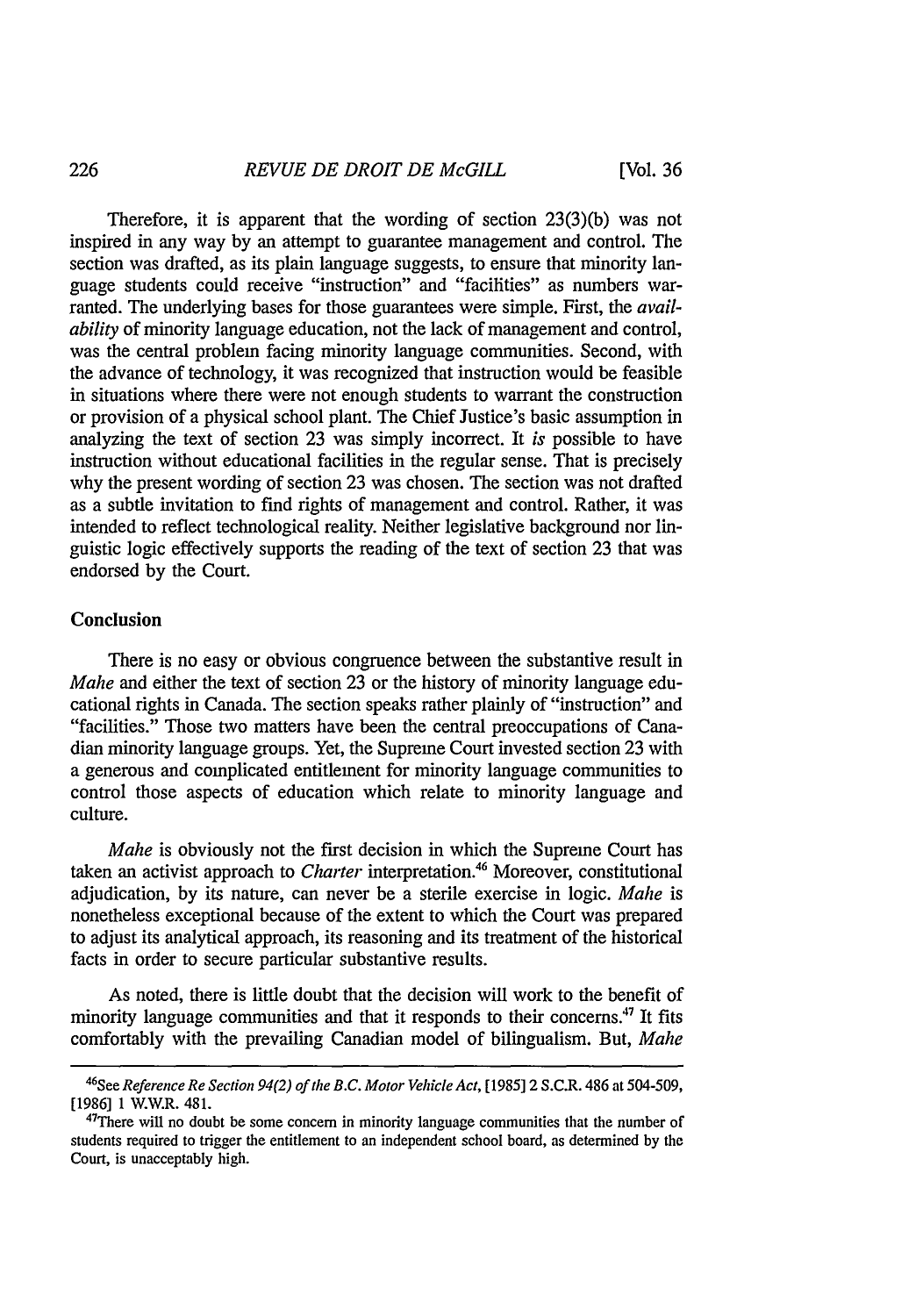Therefore, it is apparent that the wording of section 23(3)(b) was not inspired in any way by an attempt to guarantee management and control. The section was drafted, as its plain language suggests, to ensure that minority language students could receive "instruction" and "facilities" as numbers warranted. The underlying bases for those guarantees were simple. First, the *availability* of minority language education, not the lack of management and control, was the central problem facing minority language communities. Second, with the advance of technology, it was recognized that instruction would be feasible in situations where there were not enough students to warrant the construction or provision of a physical school plant. The Chief Justice's basic assumption in analyzing the text of section 23 was simply incorrect. It *is* possible to have instruction without educational facilities in the regular sense. That is precisely why the present wording of section 23 was chosen. The section was not drafted as a subtle invitation to find rights of management and control. Rather, it was intended to reflect technological reality. Neither legislative background nor linguistic logic effectively supports the reading of the text of section 23 that was endorsed by the Court.

## Conclusion

There is no easy or obvious congruence between the substantive result in *Mahe* and either the text of section 23 or the history of minority language educational rights in Canada. The section speaks rather plainly of "instruction" and "facilities." Those two matters have been the central preoccupations of Canadian minority language groups. Yet, the Supreme Court invested section 23 with a generous and complicated entitlement for minority language communities to control those aspects of education which relate to minority language and culture.

*Mahe* is obviously not the first decision in which the Supreme Court has taken an activist approach to *Charter* interpretation.[46] Moreover, constitutional adjudication, by its nature, can never be a sterile exercise in logic. *Mahe* is nonetheless exceptional because of the extent to which the Court was prepared to adjust its analytical approach, its reasoning and its treatment of the historical facts in order to secure particular substantive results.

As noted, there is little doubt that the decision will work to the benefit of minority language communities and that it responds to their concerns.[47] It fits comfortably with the prevailing Canadian model of bilingualism. But, *Mahe*

---

[46]See *Reference Re Section 94(2) of the B.C. Motor Vehicle Act*, [1985] 2 S.C.R. 486 at 504-509, [1986] 1 W.W.R. 481.

[47]There will no doubt be some concern in minority language communities that the number of students required to trigger the entitlement to an independent school board, as determined by the Court, is unacceptably high.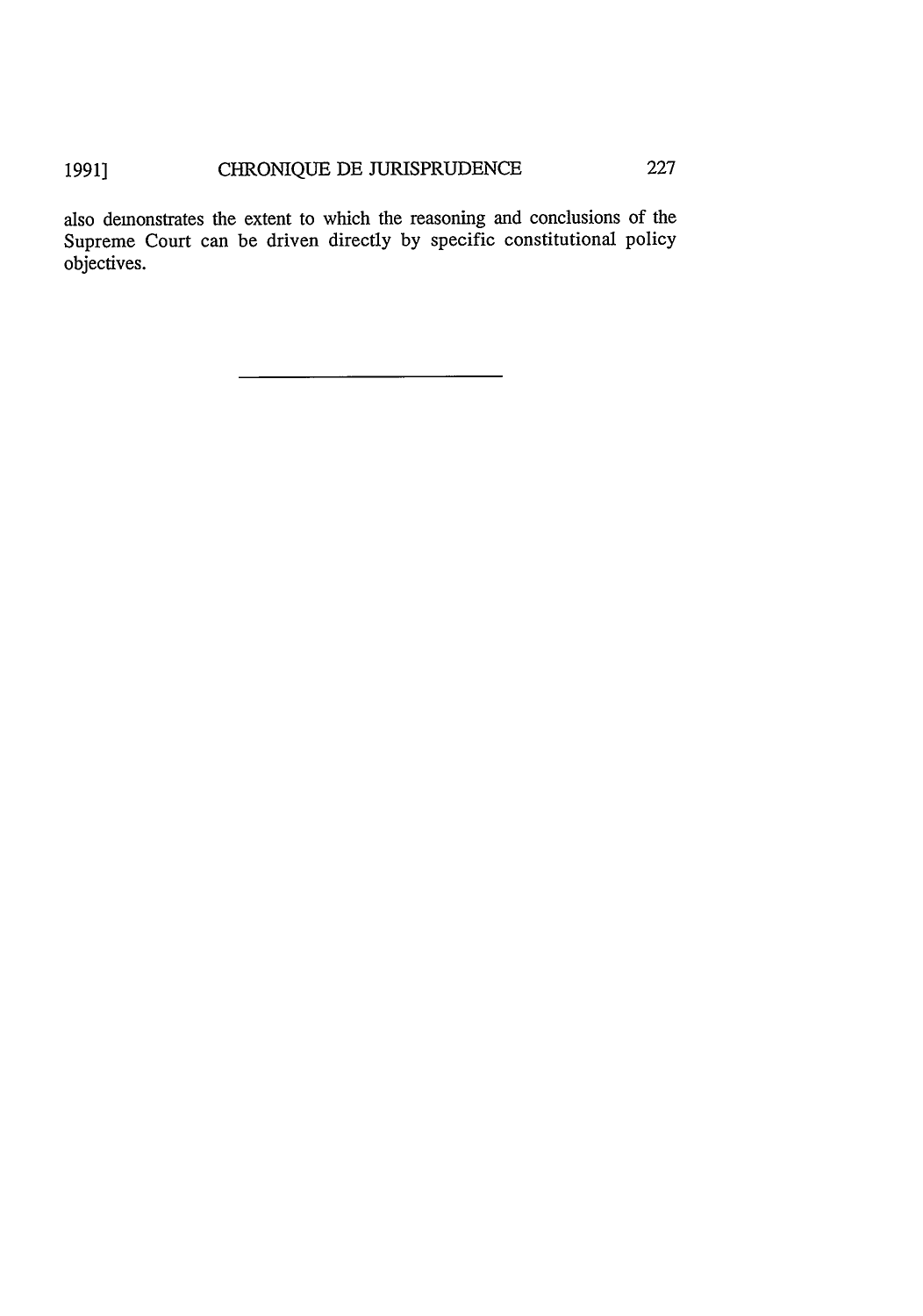also demonstrates the extent to which the reasoning and conclusions of the Supreme Court can be driven directly by specific constitutional policy objectives.

---